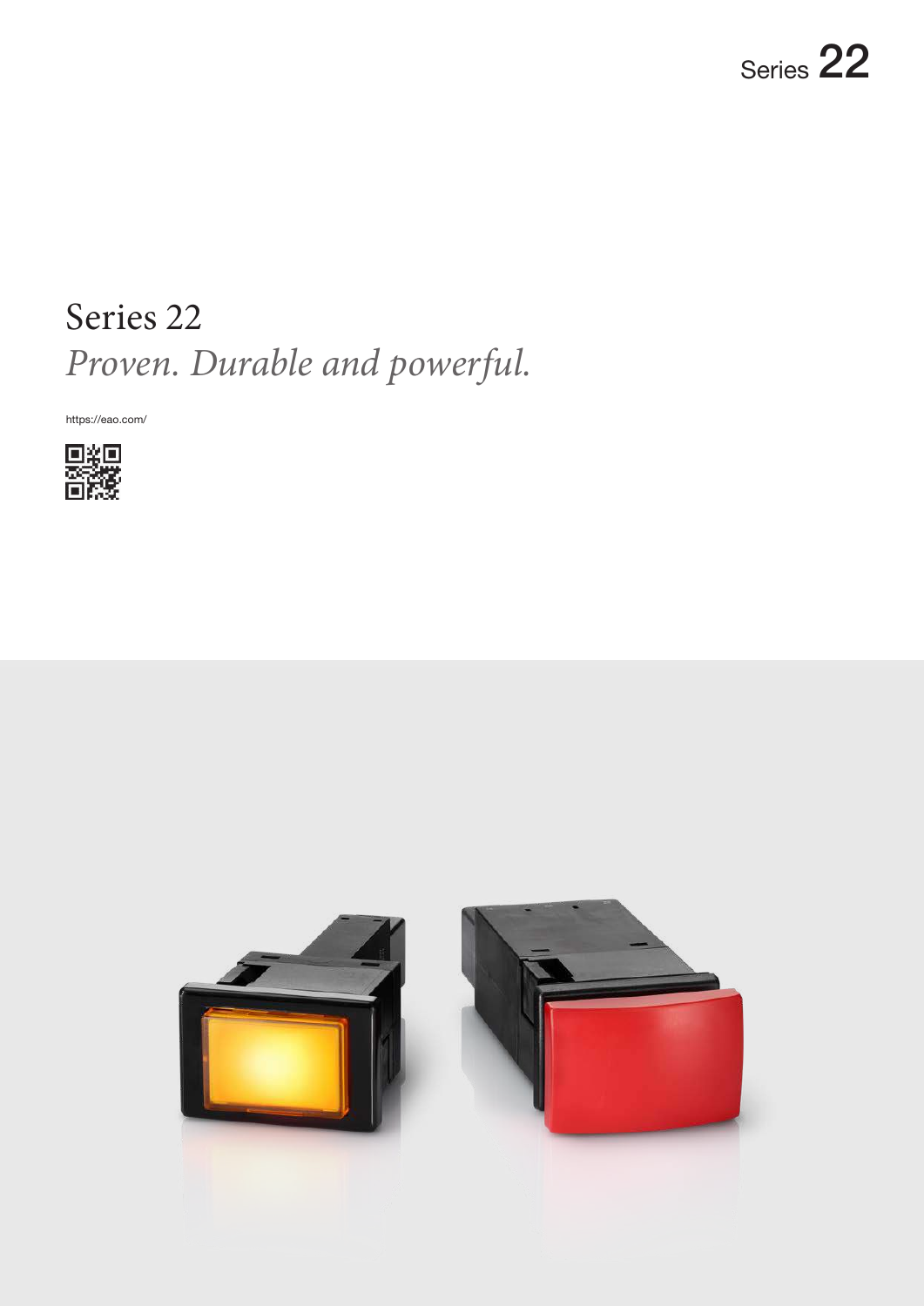Series 22

# Series 22

*Proven. Durable and powerful.*

https://eao.com/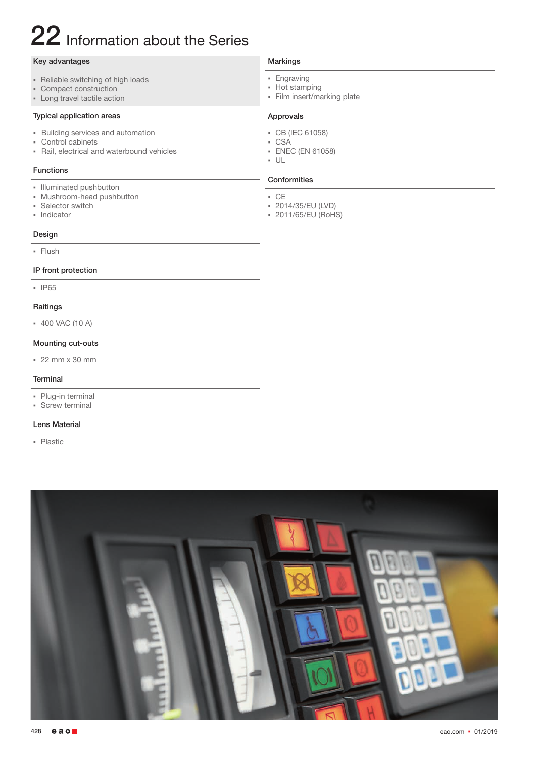# 22 Information about the Series

## Key advantages

- Reliable switching of high loads
- Compact construction
- Long travel tactile action

## Typical application areas

- Building services and automation
- Control cabinets
- Rail, electrical and waterbound vehicles

## Functions

- Illuminated pushbutton
- Mushroom-head pushbutton
- Selector switch
- Indicator

## Design

- Flush

## IP front protection

- IP65

## Raitings

- 400 VAC (10 A)

## Mounting cut-outs

- 22 mm x 30 mm

## Terminal

- Plug-in terminal
- Screw terminal

## Lens Material

- Plastic

## Markings

- Engraving
- Hot stamping
- Film insert/marking plate

## Approvals

- CB (IEC 61058)
- CSA
- ENEC (EN 61058)
- UL

## Conformities

- CE
- 2014/35/EU (LVD)
- 2011/65/EU (RoHS)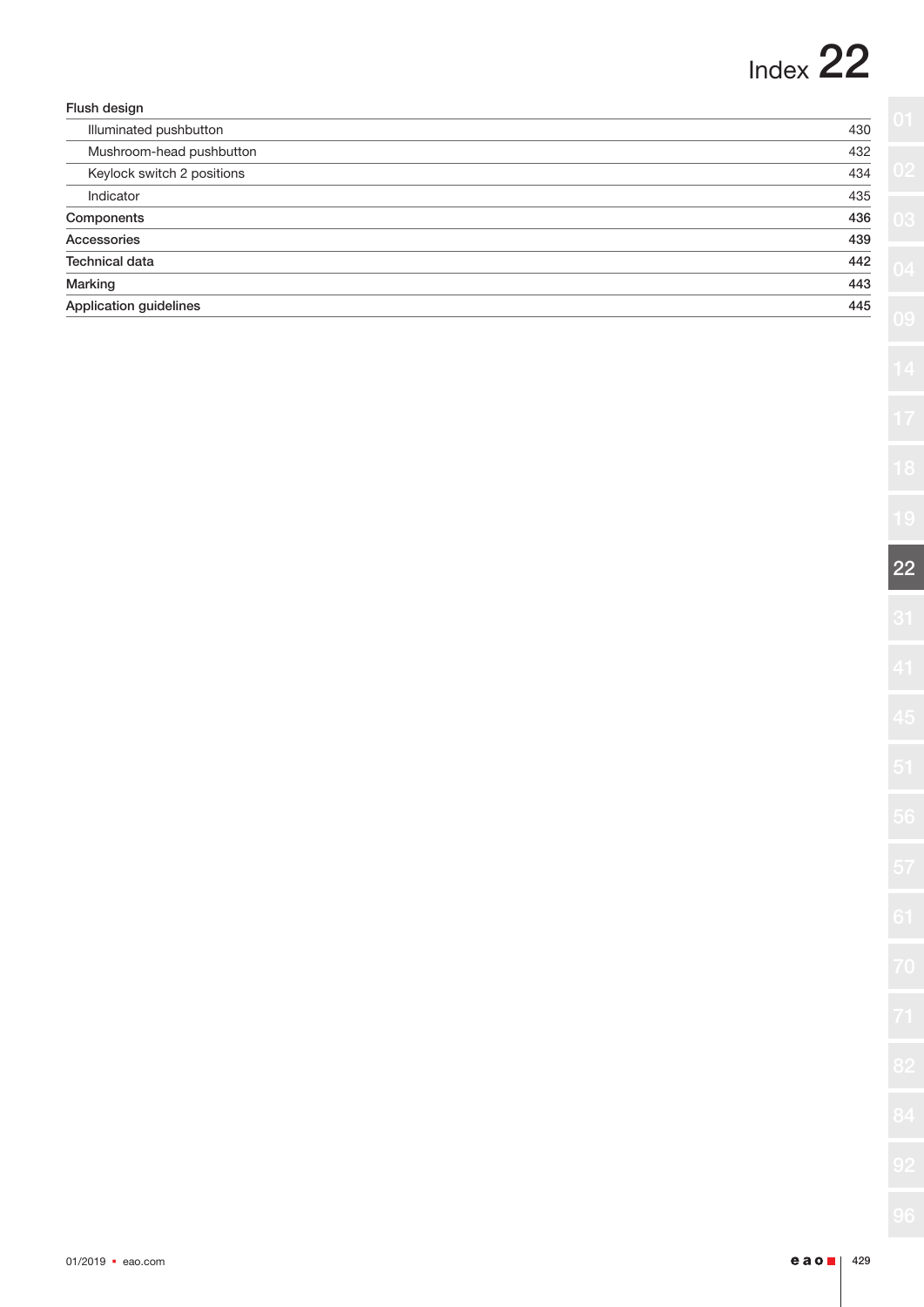# Index 22

| Flush design | |
|---|---|
| Illuminated pushbutton | 430 |
| Mushroom-head pushbutton | 432 |
| Keylock switch 2 positions | 434 |
| Indicator | 435 |
| Components | 436 |
| Accessories | 439 |
| Technical data | 442 |
| Marking | 443 |
| Application guidelines | 445 |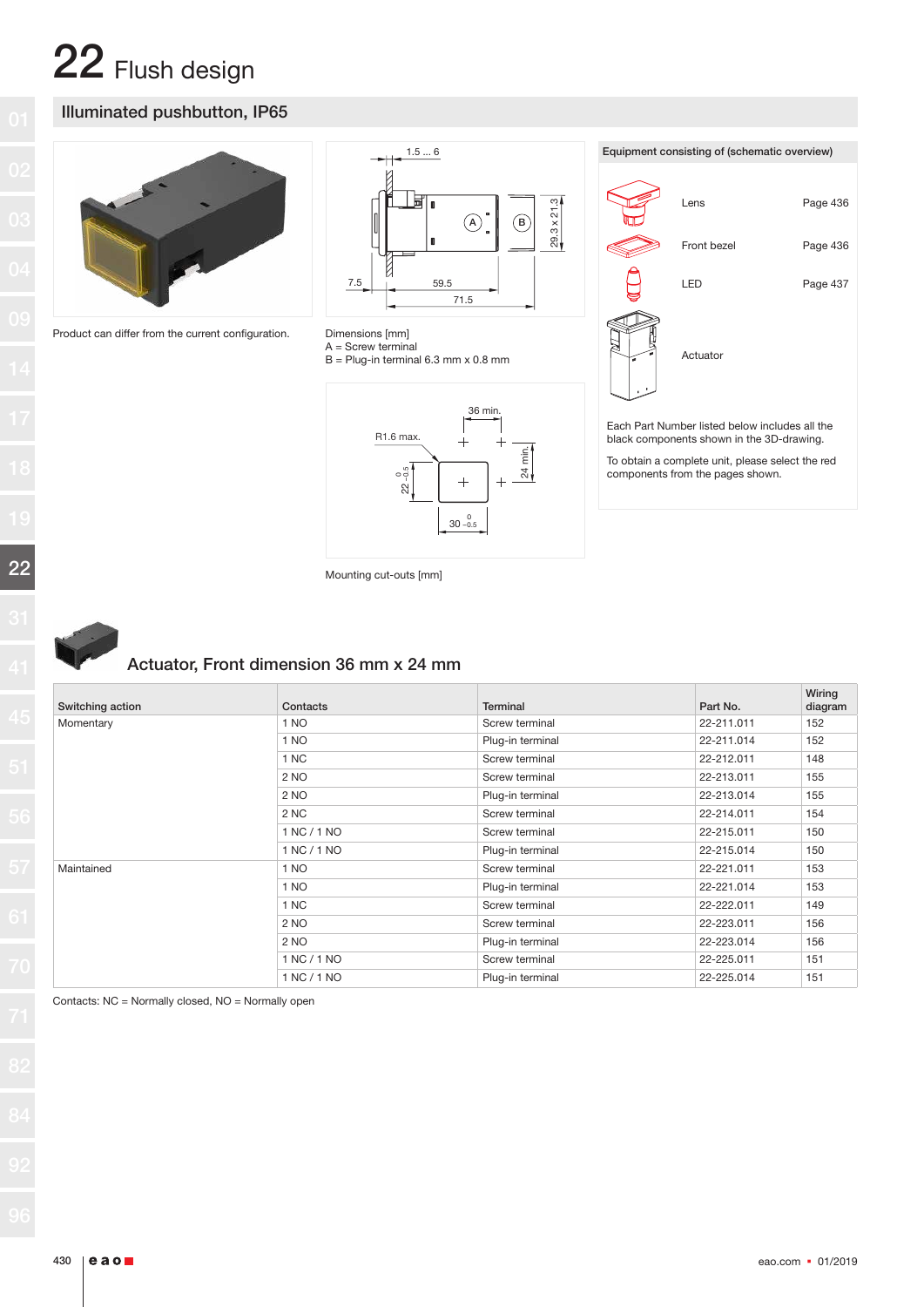# 22 Flush design

## Illuminated pushbutton, IP65

Product can differ from the current configuration.

Dimensions [mm]
A = Screw terminal
B = Plug-in terminal 6.3 mm x 0.8 mm

Mounting cut-outs [mm]

**Equipment consisting of (schematic overview)**

| Component | Page |
|---|---|
| Lens | Page 436 |
| Front bezel | Page 436 |
| LED | Page 437 |
| Actuator | |

Each Part Number listed below includes all the black components shown in the 3D-drawing.

To obtain a complete unit, please select the red components from the pages shown.

### Actuator, Front dimension 36 mm x 24 mm

| Switching action | Contacts | Terminal | Part No. | Wiring diagram |
|---|---|---|---|---|
| Momentary | 1 NO | Screw terminal | 22-211.011 | 152 |
| | 1 NO | Plug-in terminal | 22-211.014 | 152 |
| | 1 NC | Screw terminal | 22-212.011 | 148 |
| | 2 NO | Screw terminal | 22-213.011 | 155 |
| | 2 NO | Plug-in terminal | 22-213.014 | 155 |
| | 2 NC | Screw terminal | 22-214.011 | 154 |
| | 1 NC / 1 NO | Screw terminal | 22-215.011 | 150 |
| | 1 NC / 1 NO | Plug-in terminal | 22-215.014 | 150 |
| Maintained | 1 NO | Screw terminal | 22-221.011 | 153 |
| | 1 NO | Plug-in terminal | 22-221.014 | 153 |
| | 1 NC | Screw terminal | 22-222.011 | 149 |
| | 2 NO | Screw terminal | 22-223.011 | 156 |
| | 2 NO | Plug-in terminal | 22-223.014 | 156 |
| | 1 NC / 1 NO | Screw terminal | 22-225.011 | 151 |
| | 1 NC / 1 NO | Plug-in terminal | 22-225.014 | 151 |

Contacts: NC = Normally closed, NO = Normally open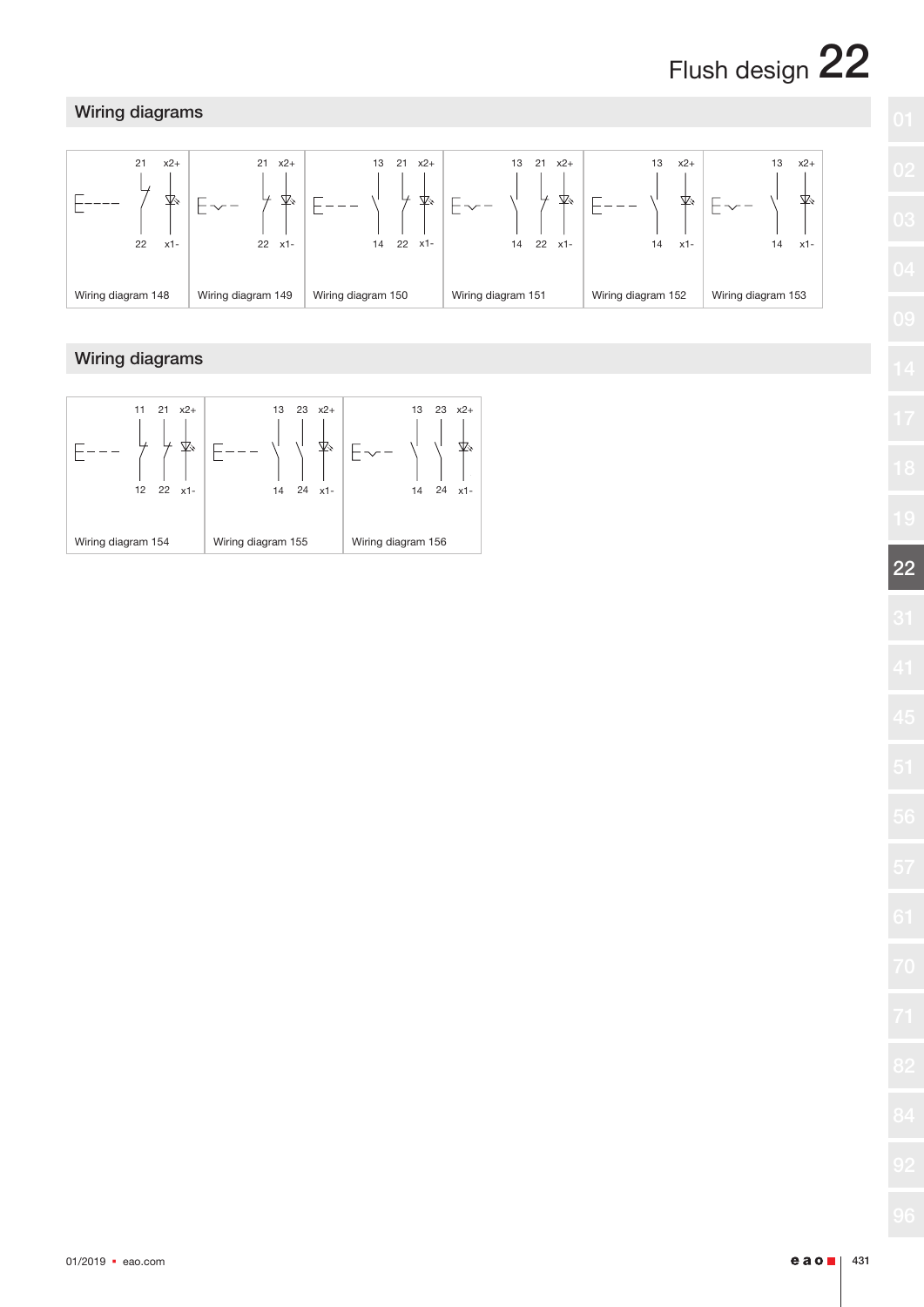## Wiring diagrams

| 21 / 22, x2+ / x1- | 21 / 22, x2+ / x1- | 13 / 14, 21 / 22, x2+ / x1- | 13 / 14, 21 / 22, x2+ / x1- | 13 / 14, x2+ / x1- | 13 / 14, x2+ / x1- |
| --- | --- | --- | --- | --- | --- |
| Wiring diagram 148 | Wiring diagram 149 | Wiring diagram 150 | Wiring diagram 151 | Wiring diagram 152 | Wiring diagram 153 |

## Wiring diagrams

| 11 / 12, 21 / 22, x2+ / x1- | 13 / 14, 23 / 24, x2+ / x1- | 13 / 14, 23 / 24, x2+ / x1- |
| --- | --- | --- |
| Wiring diagram 154 | Wiring diagram 155 | Wiring diagram 156 |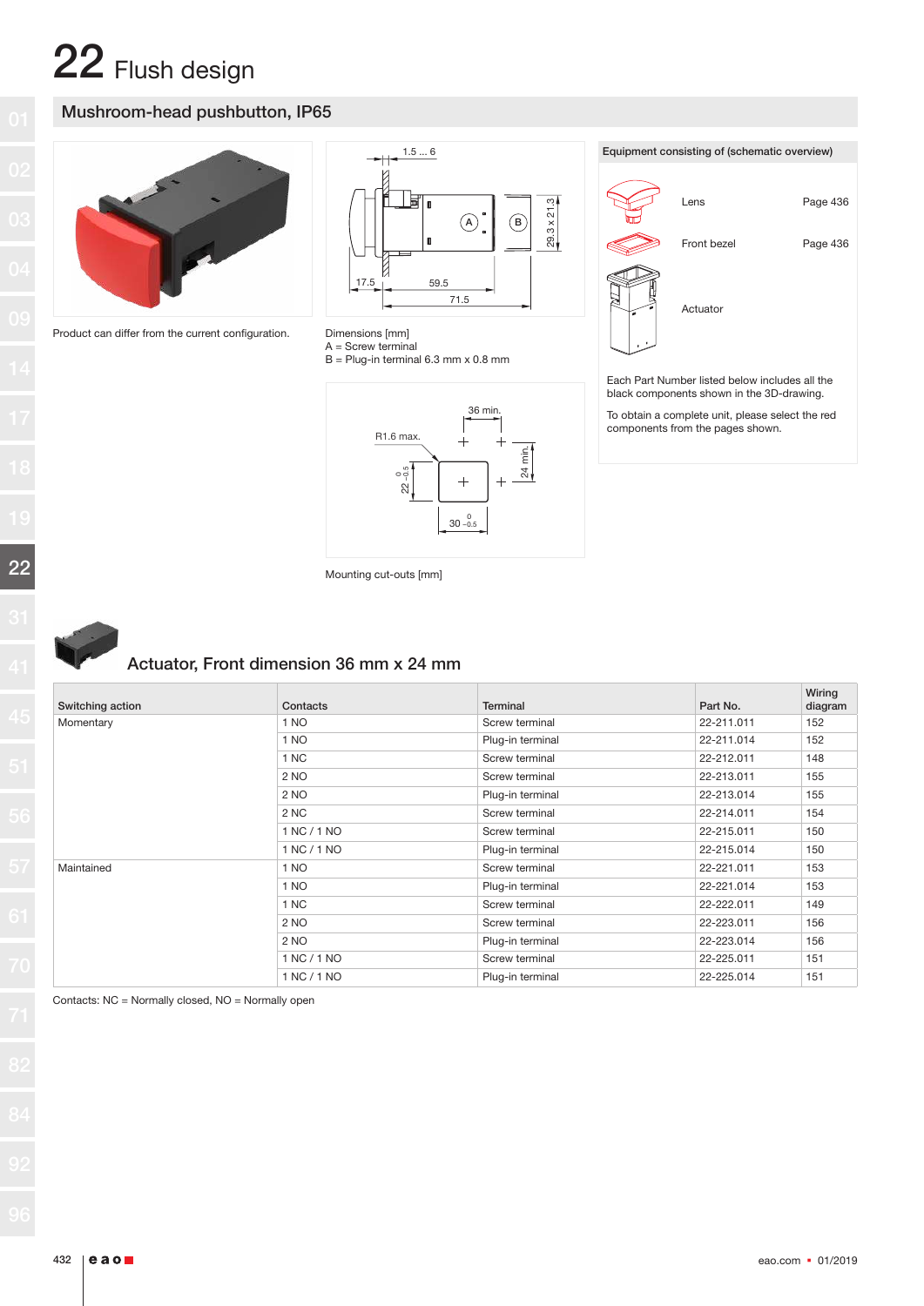# 22 Flush design

## Mushroom-head pushbutton, IP65

Product can differ from the current configuration.

Dimensions [mm]
A = Screw terminal
B = Plug-in terminal 6.3 mm x 0.8 mm

Mounting cut-outs [mm]

**Equipment consisting of (schematic overview)**

| | |
|---|---|
| Lens | Page 436 |
| Front bezel | Page 436 |
| Actuator | |

Each Part Number listed below includes all the black components shown in the 3D-drawing.

To obtain a complete unit, please select the red components from the pages shown.

### Actuator, Front dimension 36 mm x 24 mm

| Switching action | Contacts | Terminal | Part No. | Wiring diagram |
|---|---|---|---|---|
| Momentary | 1 NO | Screw terminal | 22-211.011 | 152 |
| | 1 NO | Plug-in terminal | 22-211.014 | 152 |
| | 1 NC | Screw terminal | 22-212.011 | 148 |
| | 2 NO | Screw terminal | 22-213.011 | 155 |
| | 2 NO | Plug-in terminal | 22-213.014 | 155 |
| | 2 NC | Screw terminal | 22-214.011 | 154 |
| | 1 NC / 1 NO | Screw terminal | 22-215.011 | 150 |
| | 1 NC / 1 NO | Plug-in terminal | 22-215.014 | 150 |
| Maintained | 1 NO | Screw terminal | 22-221.011 | 153 |
| | 1 NO | Plug-in terminal | 22-221.014 | 153 |
| | 1 NC | Screw terminal | 22-222.011 | 149 |
| | 2 NO | Screw terminal | 22-223.011 | 156 |
| | 2 NO | Plug-in terminal | 22-223.014 | 156 |
| | 1 NC / 1 NO | Screw terminal | 22-225.011 | 151 |
| | 1 NC / 1 NO | Plug-in terminal | 22-225.014 | 151 |

Contacts: NC = Normally closed, NO = Normally open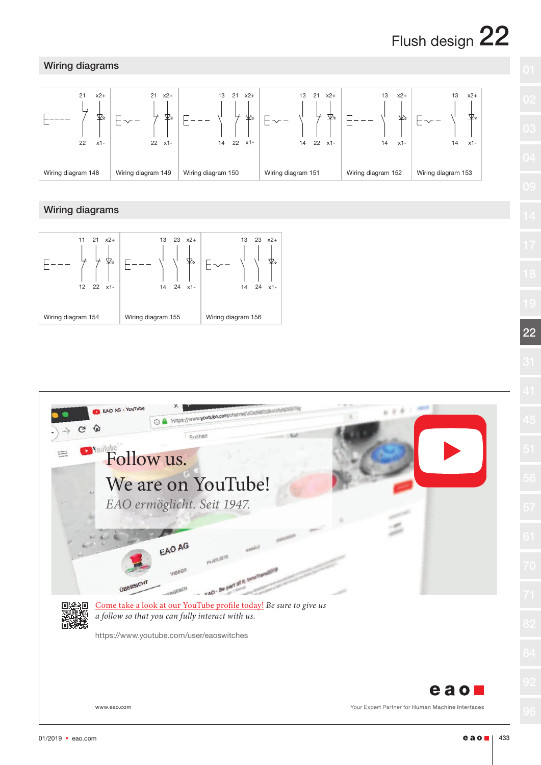## Wiring diagrams

| Wiring diagram 148 | Wiring diagram 149 | Wiring diagram 150 | Wiring diagram 151 | Wiring diagram 152 | Wiring diagram 153 |
|---|---|---|---|---|---|
| 21, x2+ / 22, x1- | 21, x2+ / 22, x1- | 13, 21, x2+ / 14, 22, x1- | 13, 21, x2+ / 14, 22, x1- | 13, x2+ / 14, x1- | 13, x2+ / 14, x1- |

## Wiring diagrams

| Wiring diagram 154 | Wiring diagram 155 | Wiring diagram 156 |
|---|---|---|
| 11, 21, x2+ / 12, 22, x1- | 13, 23, x2+ / 14, 24, x1- | 13, 23, x2+ / 14, 24, x1- |

Follow us.

We are on YouTube!

*EAO ermöglicht. Seit 1947.*

*Come take a look at our YouTube profile today! Be sure to give us a follow so that you can fully interact with us.*

https://www.youtube.com/user/eaoswitches

www.eao.com

eao

Your Expert Partner for **Human Machine Interfaces**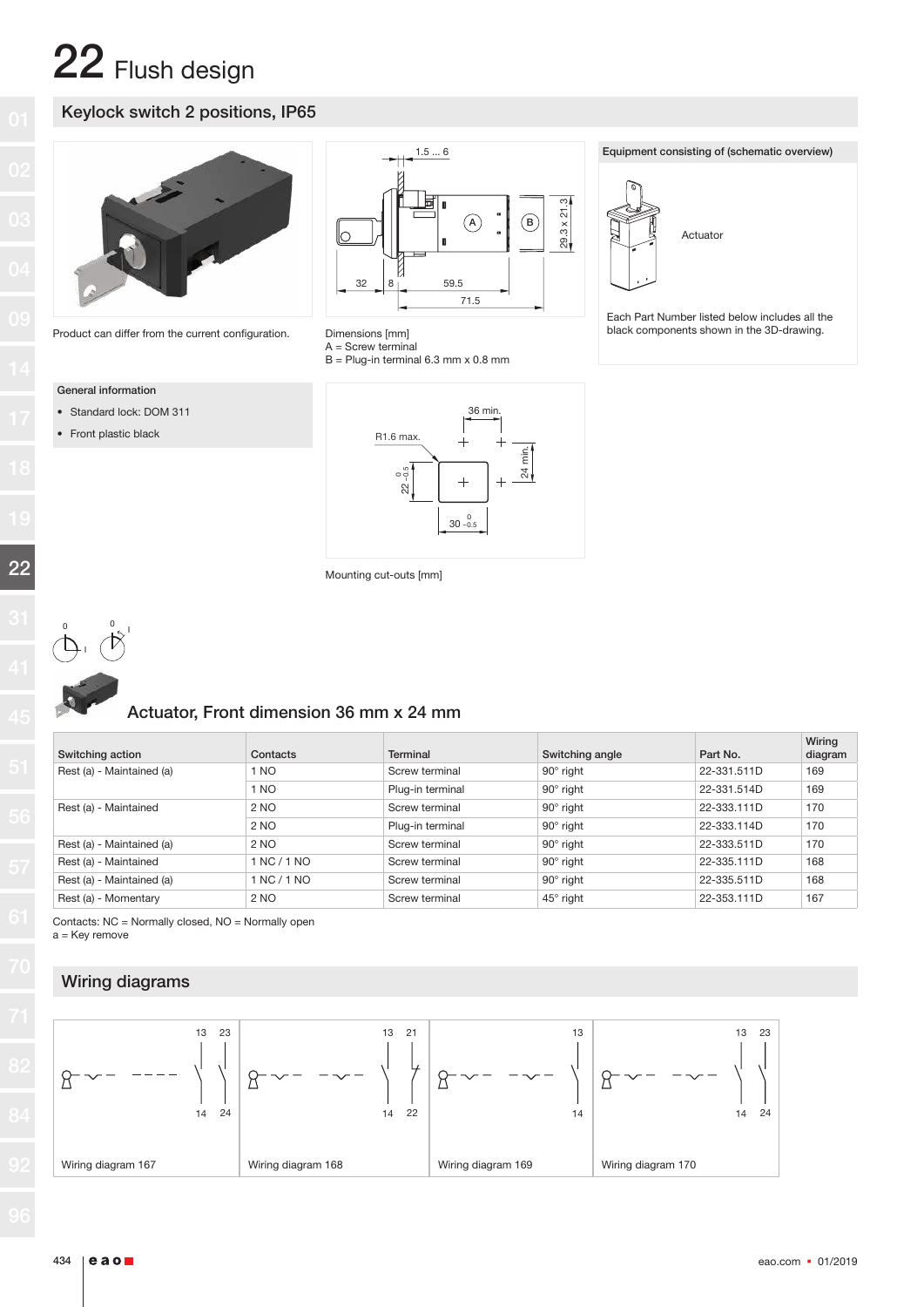# 22 Flush design

## Keylock switch 2 positions, IP65

Product can differ from the current configuration.

Dimensions [mm]
A = Screw terminal
B = Plug-in terminal 6.3 mm x 0.8 mm

Equipment consisting of (schematic overview)

Actuator

Each Part Number listed below includes all the black components shown in the 3D-drawing.

General information

- Standard lock: DOM 311
- Front plastic black

Mounting cut-outs [mm]

### Actuator, Front dimension 36 mm x 24 mm

| Switching action | Contacts | Terminal | Switching angle | Part No. | Wiring diagram |
|---|---|---|---|---|---|
| Rest (a) - Maintained (a) | 1 NO | Screw terminal | 90° right | 22-331.511D | 169 |
| | 1 NO | Plug-in terminal | 90° right | 22-331.514D | 169 |
| Rest (a) - Maintained | 2 NO | Screw terminal | 90° right | 22-333.111D | 170 |
| | 2 NO | Plug-in terminal | 90° right | 22-333.114D | 170 |
| Rest (a) - Maintained (a) | 2 NO | Screw terminal | 90° right | 22-333.511D | 170 |
| Rest (a) - Maintained | 1 NC / 1 NO | Screw terminal | 90° right | 22-335.111D | 168 |
| Rest (a) - Maintained (a) | 1 NC / 1 NO | Screw terminal | 90° right | 22-335.511D | 168 |
| Rest (a) - Momentary | 2 NO | Screw terminal | 45° right | 22-353.111D | 167 |

Contacts: NC = Normally closed, NO = Normally open
a = Key remove

## Wiring diagrams

Wiring diagram 167

Wiring diagram 168

Wiring diagram 169

Wiring diagram 170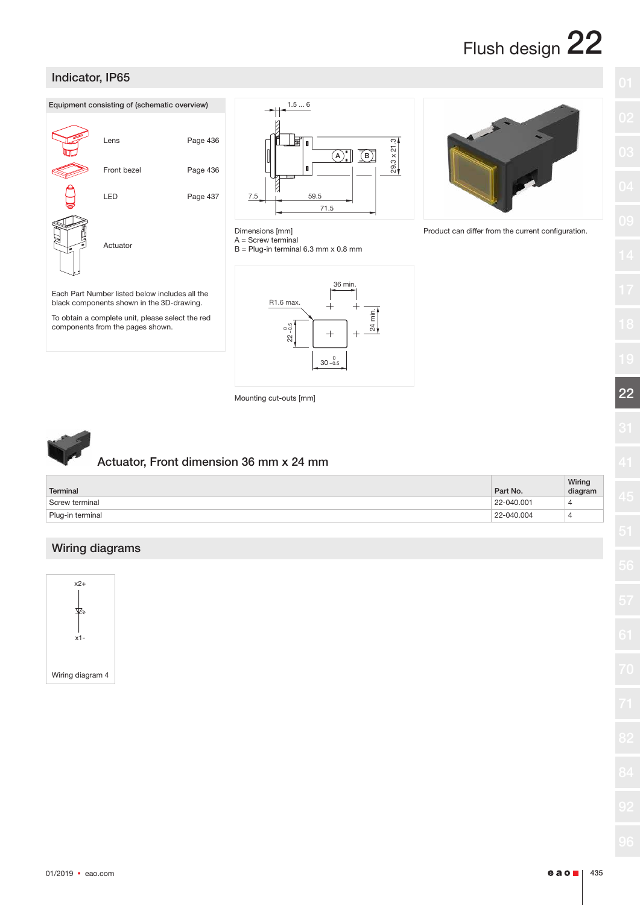# Flush design 22

## Indicator, IP65

**Equipment consisting of (schematic overview)**

| | |
|---|---|
| Lens | Page 436 |
| Front bezel | Page 436 |
| LED | Page 437 |
| Actuator | |

Each Part Number listed below includes all the black components shown in the 3D-drawing.

To obtain a complete unit, please select the red components from the pages shown.

Dimensions [mm]
A = Screw terminal
B = Plug-in terminal 6.3 mm x 0.8 mm

Product can differ from the current configuration.

Mounting cut-outs [mm]

### Actuator, Front dimension 36 mm x 24 mm

| Terminal | Part No. | Wiring diagram |
|---|---|---|
| Screw terminal | 22-040.001 | 4 |
| Plug-in terminal | 22-040.004 | 4 |

## Wiring diagrams

Wiring diagram 4

01/2019 ▪ eao.com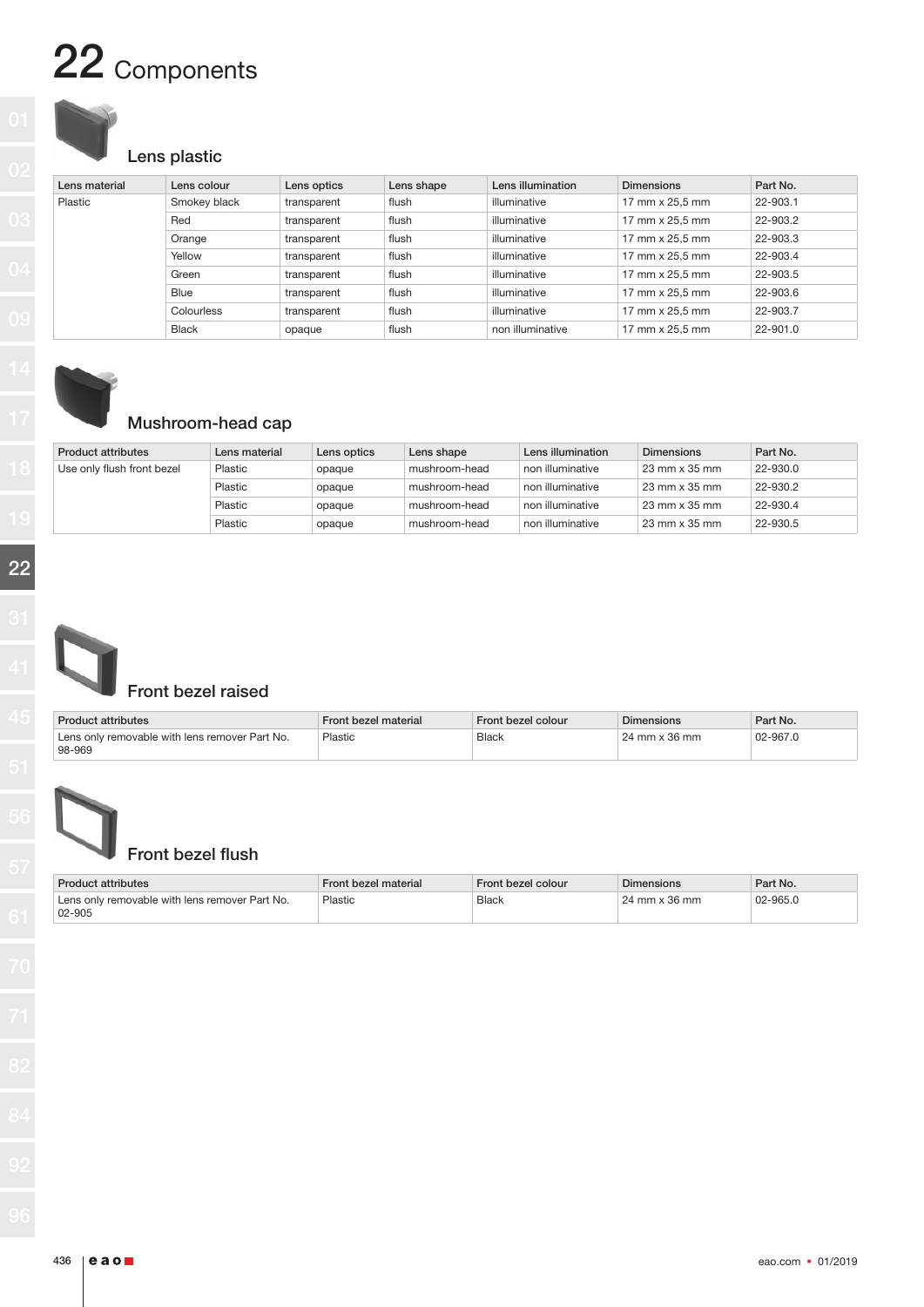# 22 Components

## Lens plastic

| Lens material | Lens colour | Lens optics | Lens shape | Lens illumination | Dimensions | Part No. |
|---|---|---|---|---|---|---|
| Plastic | Smokey black | transparent | flush | illuminative | 17 mm x 25,5 mm | 22-903.1 |
| | Red | transparent | flush | illuminative | 17 mm x 25,5 mm | 22-903.2 |
| | Orange | transparent | flush | illuminative | 17 mm x 25,5 mm | 22-903.3 |
| | Yellow | transparent | flush | illuminative | 17 mm x 25,5 mm | 22-903.4 |
| | Green | transparent | flush | illuminative | 17 mm x 25,5 mm | 22-903.5 |
| | Blue | transparent | flush | illuminative | 17 mm x 25,5 mm | 22-903.6 |
| | Colourless | transparent | flush | illuminative | 17 mm x 25,5 mm | 22-903.7 |
| | Black | opaque | flush | non illuminative | 17 mm x 25,5 mm | 22-901.0 |

## Mushroom-head cap

| Product attributes | Lens material | Lens optics | Lens shape | Lens illumination | Dimensions | Part No. |
|---|---|---|---|---|---|---|
| Use only flush front bezel | Plastic | opaque | mushroom-head | non illuminative | 23 mm x 35 mm | 22-930.0 |
| | Plastic | opaque | mushroom-head | non illuminative | 23 mm x 35 mm | 22-930.2 |
| | Plastic | opaque | mushroom-head | non illuminative | 23 mm x 35 mm | 22-930.4 |
| | Plastic | opaque | mushroom-head | non illuminative | 23 mm x 35 mm | 22-930.5 |

## Front bezel raised

| Product attributes | Front bezel material | Front bezel colour | Dimensions | Part No. |
|---|---|---|---|---|
| Lens only removable with lens remover Part No. 98-969 | Plastic | Black | 24 mm x 36 mm | 02-967.0 |

## Front bezel flush

| Product attributes | Front bezel material | Front bezel colour | Dimensions | Part No. |
|---|---|---|---|---|
| Lens only removable with lens remover Part No. 02-905 | Plastic | Black | 24 mm x 36 mm | 02-965.0 |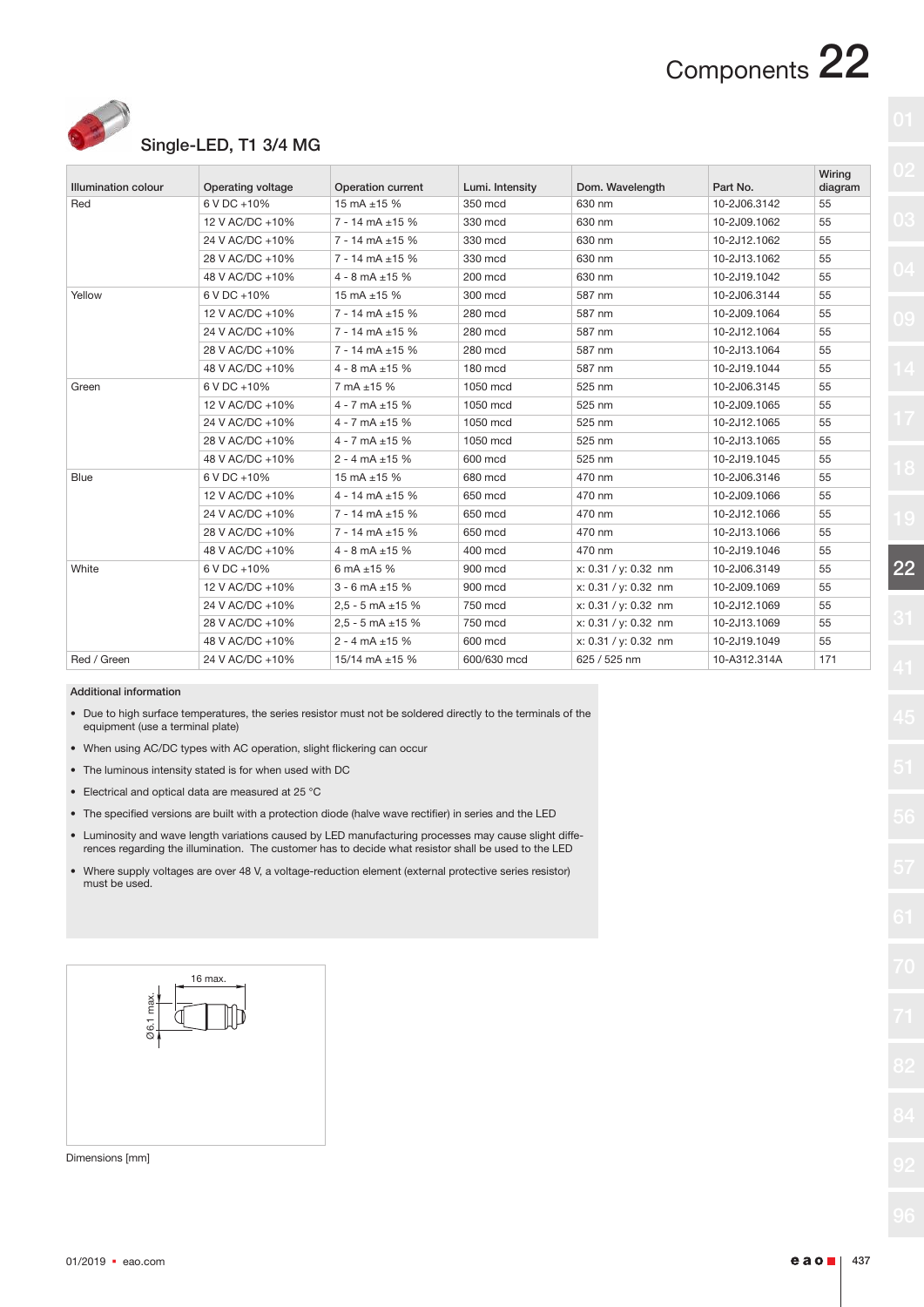## Single-LED, T1 3/4 MG

| Illumination colour | Operating voltage | Operation current | Lumi. Intensity | Dom. Wavelength | Part No. | Wiring diagram |
|---|---|---|---|---|---|---|
| Red | 6 V DC +10% | 15 mA ±15 % | 350 mcd | 630 nm | 10-2J06.3142 | 55 |
| | 12 V AC/DC +10% | 7 - 14 mA ±15 % | 330 mcd | 630 nm | 10-2J09.1062 | 55 |
| | 24 V AC/DC +10% | 7 - 14 mA ±15 % | 330 mcd | 630 nm | 10-2J12.1062 | 55 |
| | 28 V AC/DC +10% | 7 - 14 mA ±15 % | 330 mcd | 630 nm | 10-2J13.1062 | 55 |
| | 48 V AC/DC +10% | 4 - 8 mA ±15 % | 200 mcd | 630 nm | 10-2J19.1042 | 55 |
| Yellow | 6 V DC +10% | 15 mA ±15 % | 300 mcd | 587 nm | 10-2J06.3144 | 55 |
| | 12 V AC/DC +10% | 7 - 14 mA ±15 % | 280 mcd | 587 nm | 10-2J09.1064 | 55 |
| | 24 V AC/DC +10% | 7 - 14 mA ±15 % | 280 mcd | 587 nm | 10-2J12.1064 | 55 |
| | 28 V AC/DC +10% | 7 - 14 mA ±15 % | 280 mcd | 587 nm | 10-2J13.1064 | 55 |
| | 48 V AC/DC +10% | 4 - 8 mA ±15 % | 180 mcd | 587 nm | 10-2J19.1044 | 55 |
| Green | 6 V DC +10% | 7 mA ±15 % | 1050 mcd | 525 nm | 10-2J06.3145 | 55 |
| | 12 V AC/DC +10% | 4 - 7 mA ±15 % | 1050 mcd | 525 nm | 10-2J09.1065 | 55 |
| | 24 V AC/DC +10% | 4 - 7 mA ±15 % | 1050 mcd | 525 nm | 10-2J12.1065 | 55 |
| | 28 V AC/DC +10% | 4 - 7 mA ±15 % | 1050 mcd | 525 nm | 10-2J13.1065 | 55 |
| | 48 V AC/DC +10% | 2 - 4 mA ±15 % | 600 mcd | 525 nm | 10-2J19.1045 | 55 |
| Blue | 6 V DC +10% | 15 mA ±15 % | 680 mcd | 470 nm | 10-2J06.3146 | 55 |
| | 12 V AC/DC +10% | 4 - 14 mA ±15 % | 650 mcd | 470 nm | 10-2J09.1066 | 55 |
| | 24 V AC/DC +10% | 7 - 14 mA ±15 % | 650 mcd | 470 nm | 10-2J12.1066 | 55 |
| | 28 V AC/DC +10% | 7 - 14 mA ±15 % | 650 mcd | 470 nm | 10-2J13.1066 | 55 |
| | 48 V AC/DC +10% | 4 - 8 mA ±15 % | 400 mcd | 470 nm | 10-2J19.1046 | 55 |
| White | 6 V DC +10% | 6 mA ±15 % | 900 mcd | x: 0.31 / y: 0.32 nm | 10-2J06.3149 | 55 |
| | 12 V AC/DC +10% | 3 - 6 mA ±15 % | 900 mcd | x: 0.31 / y: 0.32 nm | 10-2J09.1069 | 55 |
| | 24 V AC/DC +10% | 2,5 - 5 mA ±15 % | 750 mcd | x: 0.31 / y: 0.32 nm | 10-2J12.1069 | 55 |
| | 28 V AC/DC +10% | 2,5 - 5 mA ±15 % | 750 mcd | x: 0.31 / y: 0.32 nm | 10-2J13.1069 | 55 |
| | 48 V AC/DC +10% | 2 - 4 mA ±15 % | 600 mcd | x: 0.31 / y: 0.32 nm | 10-2J19.1049 | 55 |
| Red / Green | 24 V AC/DC +10% | 15/14 mA ±15 % | 600/630 mcd | 625 / 525 nm | 10-A312.314A | 171 |

**Additional information**

- Due to high surface temperatures, the series resistor must not be soldered directly to the terminals of the equipment (use a terminal plate)
- When using AC/DC types with AC operation, slight flickering can occur
- The luminous intensity stated is for when used with DC
- Electrical and optical data are measured at 25 °C
- The specified versions are built with a protection diode (halve wave rectifier) in series and the LED
- Luminosity and wave length variations caused by LED manufacturing processes may cause slight differences regarding the illumination. The customer has to decide what resistor shall be used to the LED
- Where supply voltages are over 48 V, a voltage-reduction element (external protective series resistor) must be used.

16 max.

Ø6.1 max.

Dimensions [mm]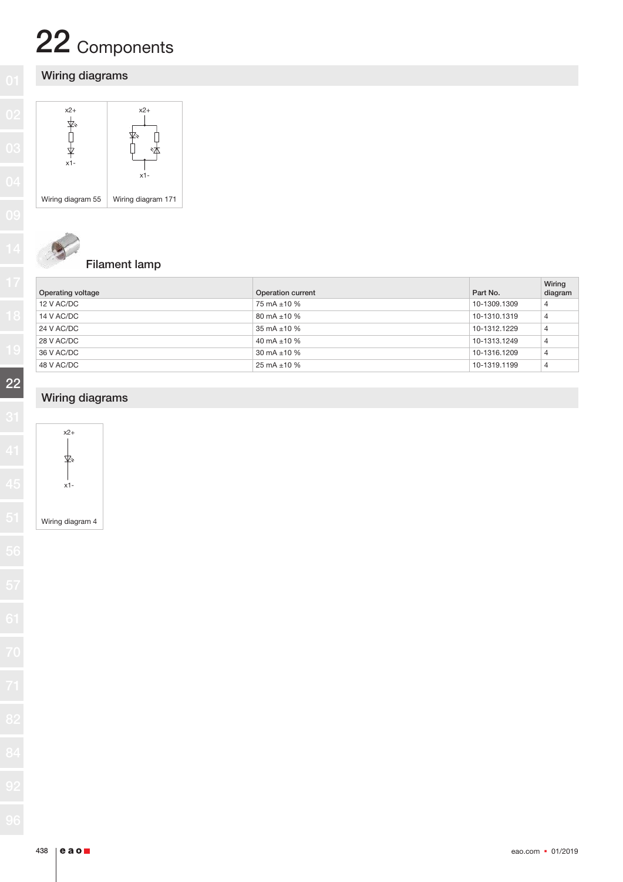# 22 Components

## Wiring diagrams

x2+

x1-

Wiring diagram 55

x2+

x1-

Wiring diagram 171

## Filament lamp

| Operating voltage | Operation current | Part No. | Wiring diagram |
|---|---|---|---|
| 12 V AC/DC | 75 mA ±10 % | 10-1309.1309 | 4 |
| 14 V AC/DC | 80 mA ±10 % | 10-1310.1319 | 4 |
| 24 V AC/DC | 35 mA ±10 % | 10-1312.1229 | 4 |
| 28 V AC/DC | 40 mA ±10 % | 10-1313.1249 | 4 |
| 36 V AC/DC | 30 mA ±10 % | 10-1316.1209 | 4 |
| 48 V AC/DC | 25 mA ±10 % | 10-1319.1199 | 4 |

## Wiring diagrams

x2+

x1-

Wiring diagram 4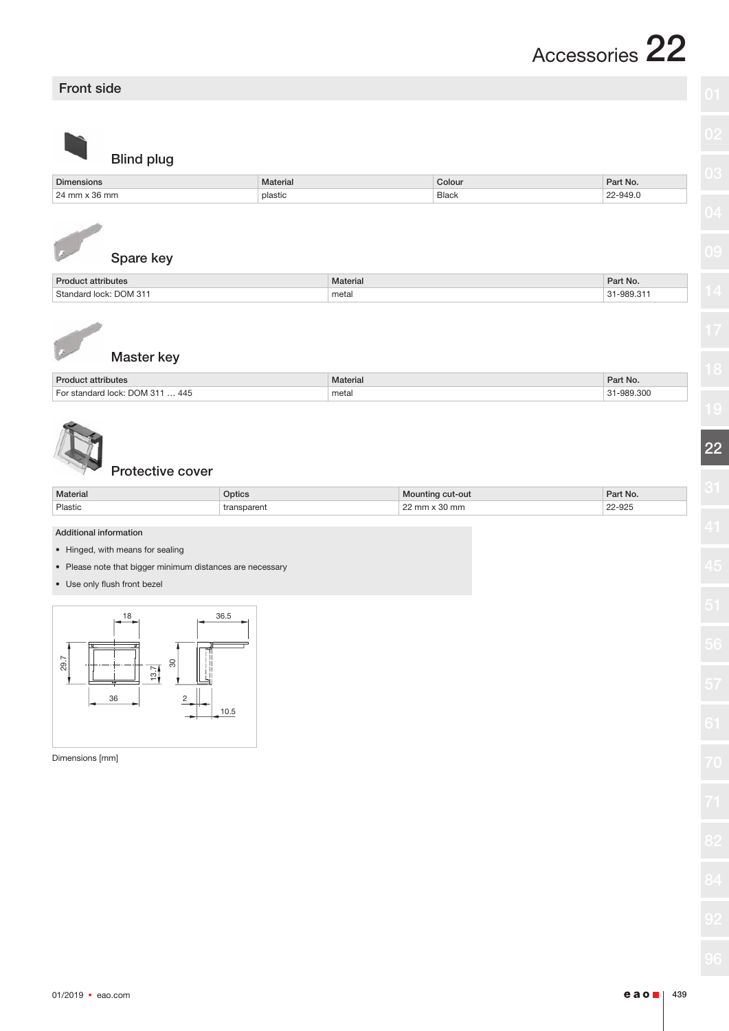# Accessories 22

## Front side

### Blind plug

| Dimensions | Material | Colour | Part No. |
|---|---|---|---|
| 24 mm x 36 mm | plastic | Black | 22-949.0 |

### Spare key

| Product attributes | Material | Part No. |
|---|---|---|
| Standard lock: DOM 311 | metal | 31-989.311 |

### Master key

| Product attributes | Material | Part No. |
|---|---|---|
| For standard lock: DOM 311 … 445 | metal | 31-989.300 |

### Protective cover

| Material | Optics | Mounting cut-out | Part No. |
|---|---|---|---|
| Plastic | transparent | 22 mm x 30 mm | 22-925 |

**Additional information**

- Hinged, with means for sealing
- Please note that bigger minimum distances are necessary
- Use only flush front bezel

Dimensions [mm]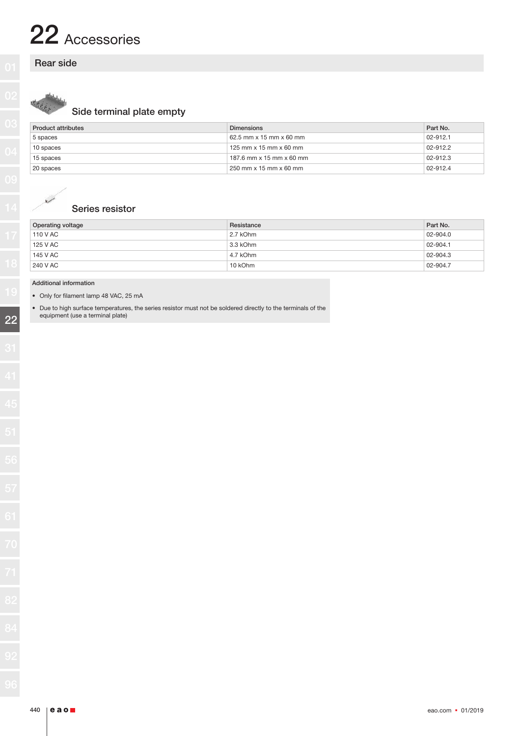# 22 Accessories

## Rear side

### Side terminal plate empty

| Product attributes | Dimensions | Part No. |
|---|---|---|
| 5 spaces | 62.5 mm x 15 mm x 60 mm | 02-912.1 |
| 10 spaces | 125 mm x 15 mm x 60 mm | 02-912.2 |
| 15 spaces | 187.6 mm x 15 mm x 60 mm | 02-912.3 |
| 20 spaces | 250 mm x 15 mm x 60 mm | 02-912.4 |

### Series resistor

| Operating voltage | Resistance | Part No. |
|---|---|---|
| 110 V AC | 2.7 kOhm | 02-904.0 |
| 125 V AC | 3.3 kOhm | 02-904.1 |
| 145 V AC | 4.7 kOhm | 02-904.3 |
| 240 V AC | 10 kOhm | 02-904.7 |

Additional information

- Only for filament lamp 48 VAC, 25 mA
- Due to high surface temperatures, the series resistor must not be soldered directly to the terminals of the equipment (use a terminal plate)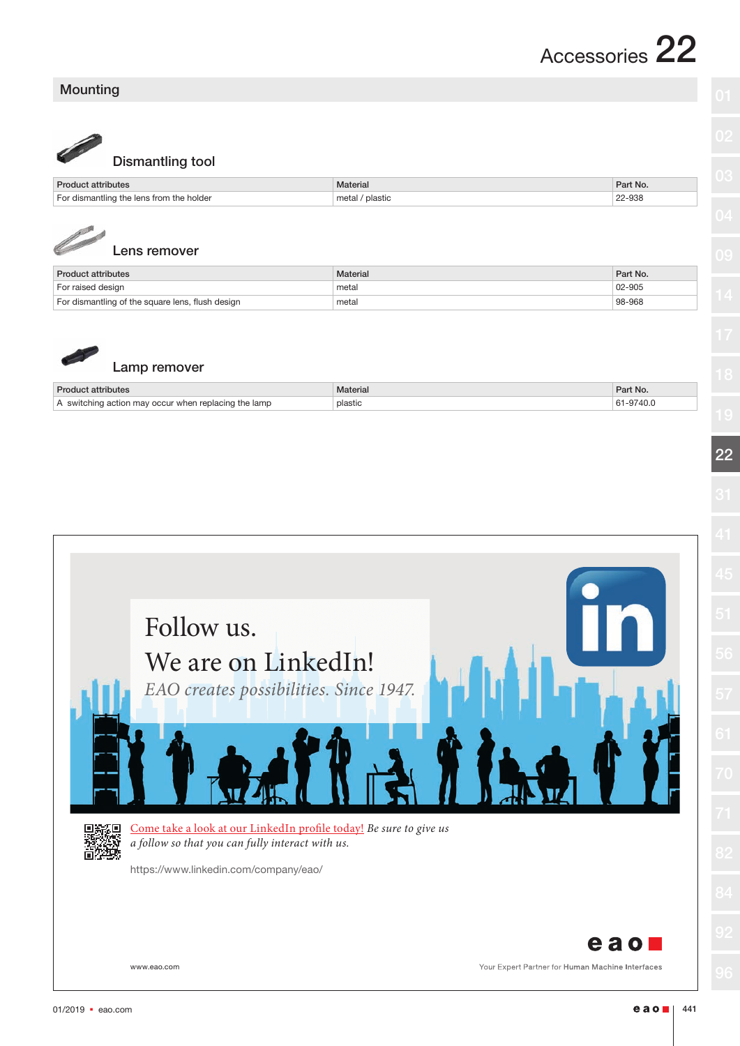## Mounting

### Dismantling tool

| Product attributes | Material | Part No. |
| --- | --- | --- |
| For dismantling the lens from the holder | metal / plastic | 22-938 |

### Lens remover

| Product attributes | Material | Part No. |
| --- | --- | --- |
| For raised design | metal | 02-905 |
| For dismantling of the square lens, flush design | metal | 98-968 |

### Lamp remover

| Product attributes | Material | Part No. |
| --- | --- | --- |
| A switching action may occur when replacing the lamp | plastic | 61-9740.0 |

Follow us.

We are on LinkedIn!

*EAO creates possibilities. Since 1947.*

Come take a look at our LinkedIn profile today! *Be sure to give us a follow so that you can fully interact with us.*

https://www.linkedin.com/company/eao/

www.eao.com

Your Expert Partner for **Human Machine Interfaces**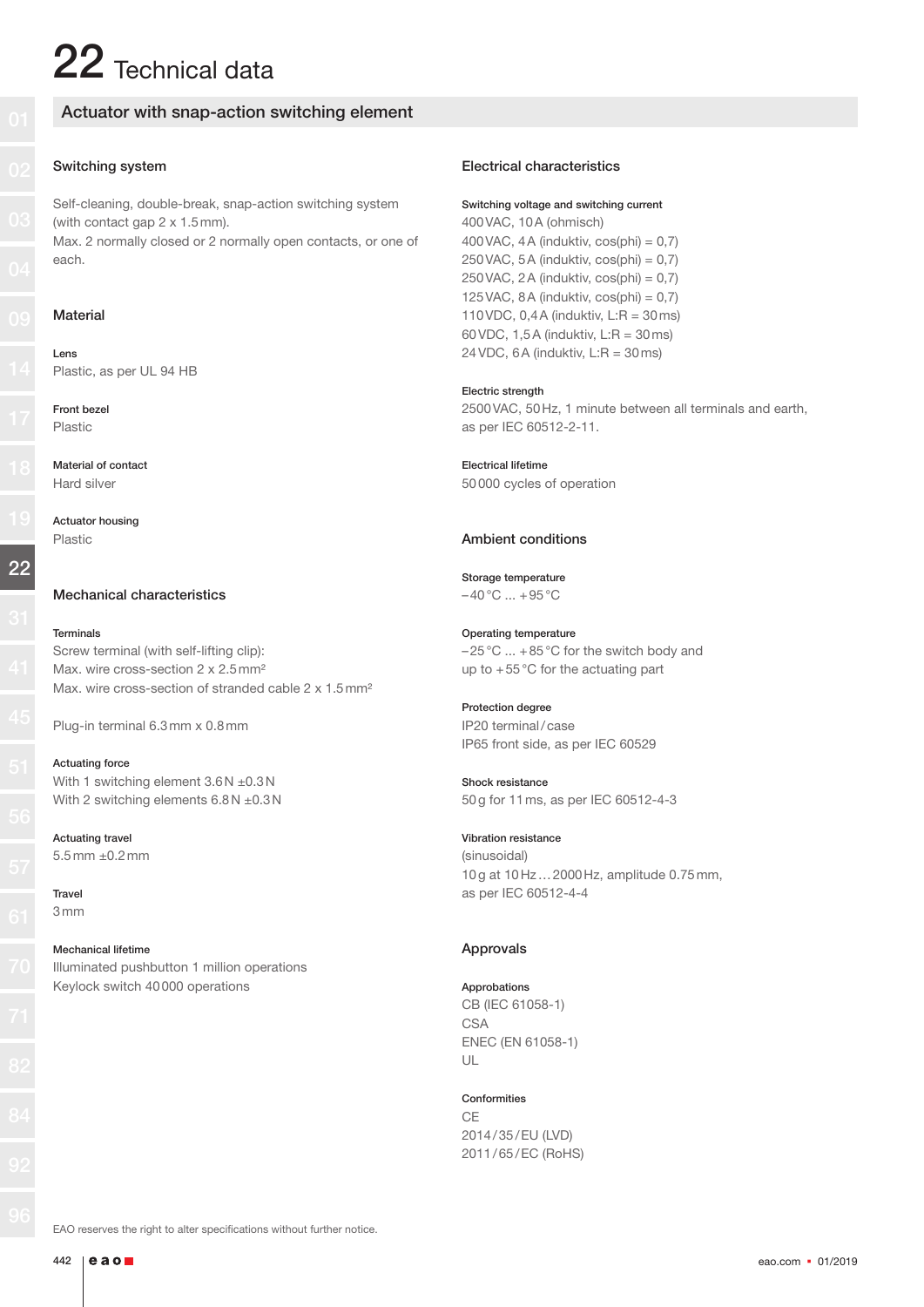# 22 Technical data

## Actuator with snap-action switching element

### Switching system

Self-cleaning, double-break, snap-action switching system (with contact gap 2 x 1.5 mm).
Max. 2 normally closed or 2 normally open contacts, or one of each.

### Material

**Lens**
Plastic, as per UL 94 HB

**Front bezel**
Plastic

**Material of contact**
Hard silver

**Actuator housing**
Plastic

### Mechanical characteristics

**Terminals**
Screw terminal (with self-lifting clip):
Max. wire cross-section 2 x 2.5 mm²
Max. wire cross-section of stranded cable 2 x 1.5 mm²

Plug-in terminal 6.3 mm x 0.8 mm

**Actuating force**
With 1 switching element 3.6 N ±0.3 N
With 2 switching elements 6.8 N ±0.3 N

**Actuating travel**
5.5 mm ±0.2 mm

**Travel**
3 mm

**Mechanical lifetime**
Illuminated pushbutton 1 million operations
Keylock switch 40 000 operations

### Electrical characteristics

**Switching voltage and switching current**
400 VAC, 10 A (ohmsch)
400 VAC, 4 A (induktiv, cos(phi) = 0,7)
250 VAC, 5 A (induktiv, cos(phi) = 0,7)
250 VAC, 2 A (induktiv, cos(phi) = 0,7)
125 VAC, 8 A (induktiv, cos(phi) = 0,7)
110 VDC, 0,4 A (induktiv, L:R = 30 ms)
60 VDC, 1,5 A (induktiv, L:R = 30 ms)
24 VDC, 6 A (induktiv, L:R = 30 ms)

**Electric strength**
2500 VAC, 50 Hz, 1 minute between all terminals and earth, as per IEC 60512-2-11.

**Electrical lifetime**
50 000 cycles of operation

### Ambient conditions

**Storage temperature**
–40 °C ... +95 °C

**Operating temperature**
–25 °C ... +85 °C for the switch body and up to +55 °C for the actuating part

**Protection degree**
IP20 terminal / case
IP65 front side, as per IEC 60529

**Shock resistance**
50 g for 11 ms, as per IEC 60512-4-3

**Vibration resistance**
(sinusoidal)
10 g at 10 Hz … 2000 Hz, amplitude 0.75 mm, as per IEC 60512-4-4

### Approvals

**Approbations**
CB (IEC 61058-1)
CSA
ENEC (EN 61058-1)
UL

**Conformities**
CE
2014 / 35 / EU (LVD)
2011 / 65 / EC (RoHS)

EAO reserves the right to alter specifications without further notice.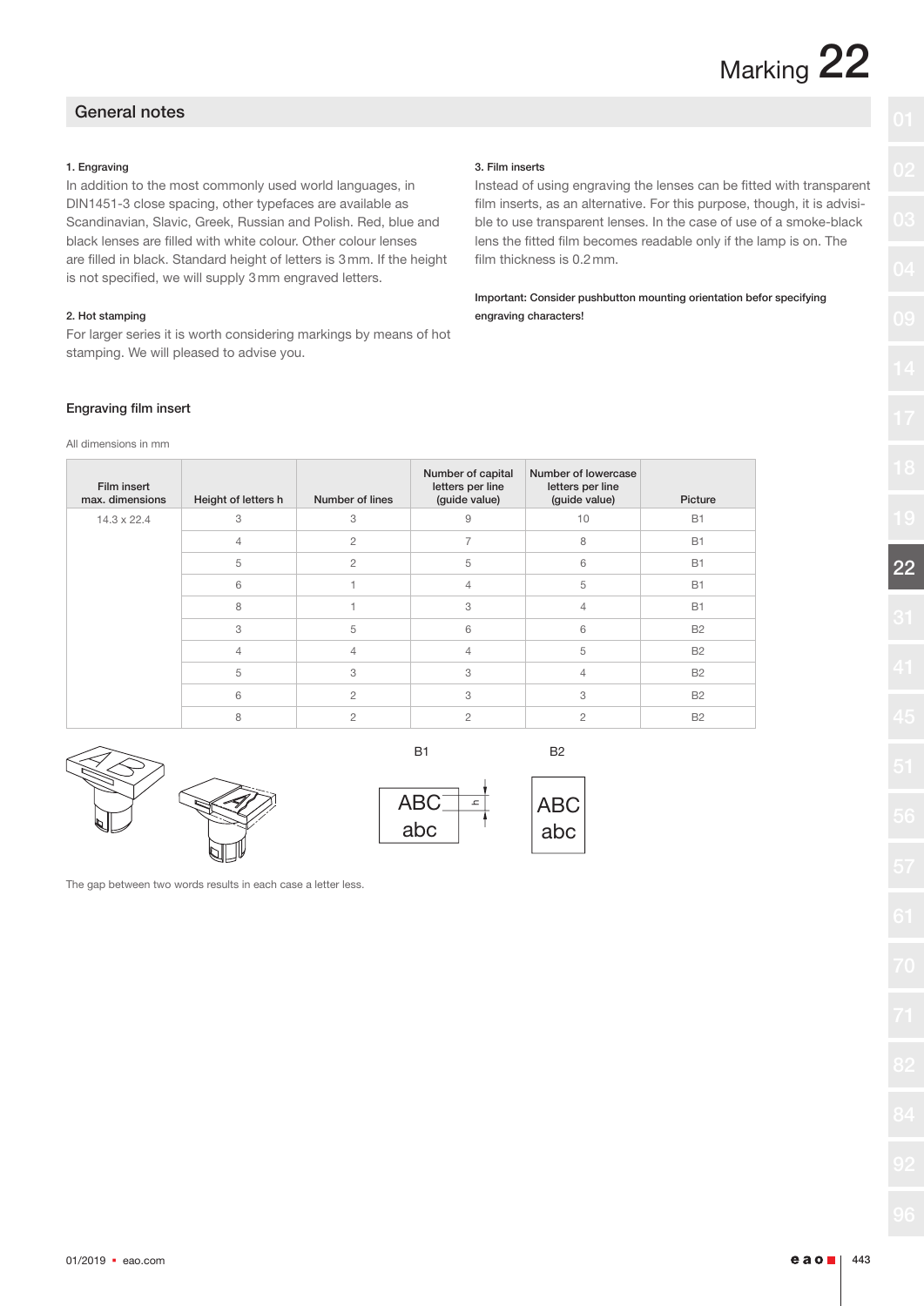## General notes

**1. Engraving**

In addition to the most commonly used world languages, in DIN1451-3 close spacing, other typefaces are available as Scandinavian, Slavic, Greek, Russian and Polish. Red, blue and black lenses are filled with white colour. Other colour lenses are filled in black. Standard height of letters is 3 mm. If the height is not specified, we will supply 3 mm engraved letters.

**2. Hot stamping**

For larger series it is worth considering markings by means of hot stamping. We will pleased to advise you.

**3. Film inserts**

Instead of using engraving the lenses can be fitted with transparent film inserts, as an alternative. For this purpose, though, it is advisible to use transparent lenses. In the case of use of a smoke-black lens the fitted film becomes readable only if the lamp is on. The film thickness is 0.2 mm.

**Important: Consider pushbutton mounting orientation befor specifying engraving characters!**

### Engraving film insert

All dimensions in mm

| Film insert max. dimensions | Height of letters h | Number of lines | Number of capital letters per line (guide value) | Number of lowercase letters per line (guide value) | Picture |
|---|---|---|---|---|---|
| 14.3 x 22.4 | 3 | 3 | 9 | 10 | B1 |
| | 4 | 2 | 7 | 8 | B1 |
| | 5 | 2 | 5 | 6 | B1 |
| | 6 | 1 | 4 | 5 | B1 |
| | 8 | 1 | 3 | 4 | B1 |
| | 3 | 5 | 6 | 6 | B2 |
| | 4 | 4 | 4 | 5 | B2 |
| | 5 | 3 | 3 | 4 | B2 |
| | 6 | 2 | 3 | 3 | B2 |
| | 8 | 2 | 2 | 2 | B2 |

B1

ABC
abc

B2

ABC
abc

The gap between two words results in each case a letter less.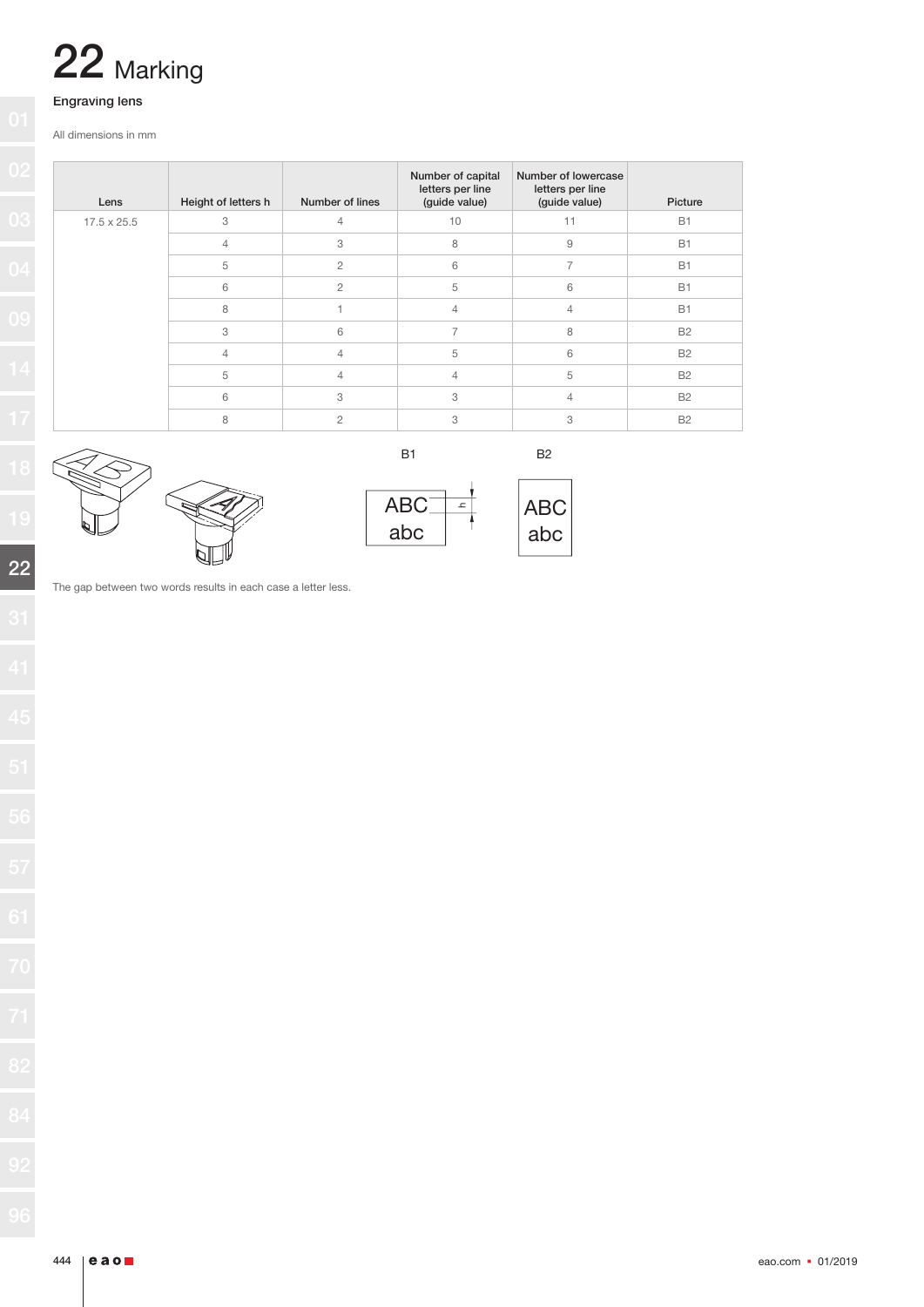# 22 Marking

Engraving lens

All dimensions in mm

| Lens | Height of letters h | Number of lines | Number of capital letters per line (guide value) | Number of lowercase letters per line (guide value) | Picture |
|---|---|---|---|---|---|
| 17.5 x 25.5 | 3 | 4 | 10 | 11 | B1 |
| | 4 | 3 | 8 | 9 | B1 |
| | 5 | 2 | 6 | 7 | B1 |
| | 6 | 2 | 5 | 6 | B1 |
| | 8 | 1 | 4 | 4 | B1 |
| | 3 | 6 | 7 | 8 | B2 |
| | 4 | 4 | 5 | 6 | B2 |
| | 5 | 4 | 4 | 5 | B2 |
| | 6 | 3 | 3 | 4 | B2 |
| | 8 | 2 | 3 | 3 | B2 |

B1

ABC
abc

h

B2

ABC
abc

The gap between two words results in each case a letter less.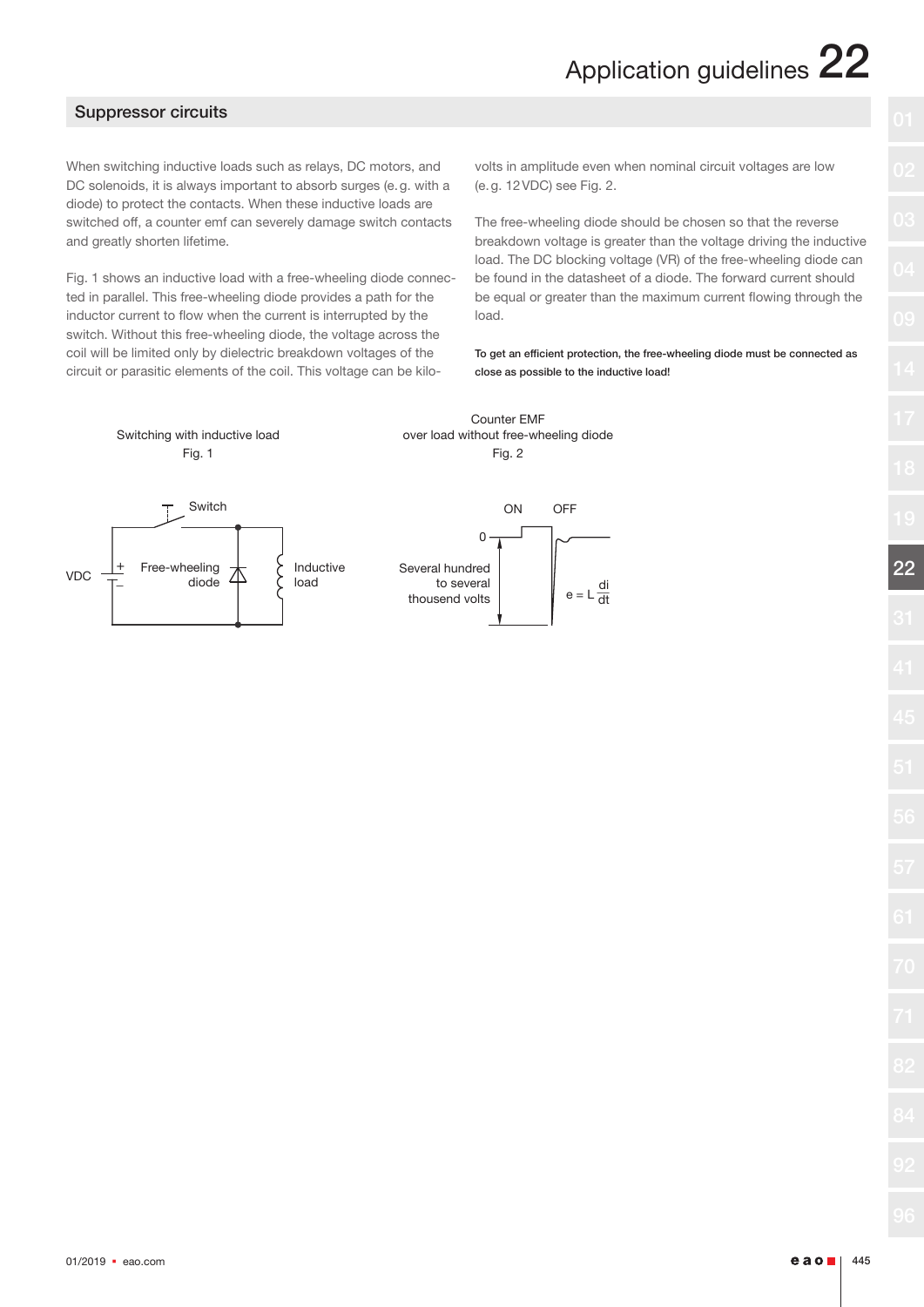## Suppressor circuits

When switching inductive loads such as relays, DC motors, and DC solenoids, it is always important to absorb surges (e.g. with a diode) to protect the contacts. When these inductive loads are switched off, a counter emf can severely damage switch contacts and greatly shorten lifetime.

Fig. 1 shows an inductive load with a free-wheeling diode connected in parallel. This free-wheeling diode provides a path for the inductor current to flow when the current is interrupted by the switch. Without this free-wheeling diode, the voltage across the coil will be limited only by dielectric breakdown voltages of the circuit or parasitic elements of the coil. This voltage can be kilovolts in amplitude even when nominal circuit voltages are low (e.g. 12 VDC) see Fig. 2.

The free-wheeling diode should be chosen so that the reverse breakdown voltage is greater than the voltage driving the inductive load. The DC blocking voltage (VR) of the free-wheeling diode can be found in the datasheet of a diode. The forward current should be equal or greater than the maximum current flowing through the load.

**To get an efficient protection, the free-wheeling diode must be connected as close as possible to the inductive load!**

Switching with inductive load
Fig. 1

Switch
VDC
+
−
Free-wheeling diode
Inductive load

Counter EMF
over load without free-wheeling diode
Fig. 2

ON
OFF
0
Several hundred to several thousend volts
$e = L \frac{di}{dt}$